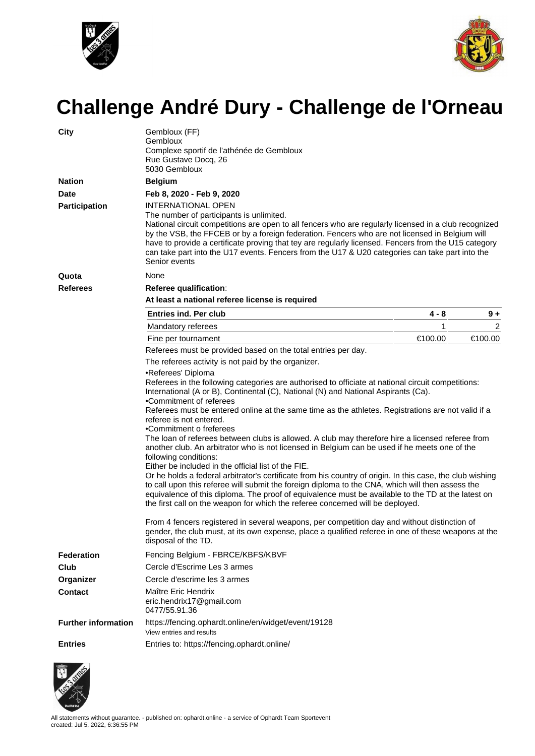# Challenge André Dury - Challenge de l'Orneau

**City**

Gembloux (FF)
Gembloux
Complexe sportif de l'athénée de Gembloux
Rue Gustave Docq, 26
5030 Gembloux

**Nation**

**Belgium**

**Date**

**Feb 8, 2020 - Feb 9, 2020**

**Participation**

INTERNATIONAL OPEN
The number of participants is unlimited.
National circuit competitions are open to all fencers who are regularly licensed in a club recognized by the VSB, the FFCEB or by a foreign federation. Fencers who are not licensed in Belgium will have to provide a certificate proving that tey are regularly licensed. Fencers from the U15 category can take part into the U17 events. Fencers from the U17 & U20 categories can take part into the Senior events

**Quota**

None

**Referees**

**Referee qualification**:

**At least a national referee license is required**

| Entries ind. Per club | 4 - 8 | 9 + |
|---|---|---|
| Mandatory referees | 1 | 2 |
| Fine per tournament | €100.00 | €100.00 |

Referees must be provided based on the total entries per day.

The referees activity is not paid by the organizer.

•Referees' Diploma
Referees in the following categories are authorised to officiate at national circuit competitions: International (A or B), Continental (C), National (N) and National Aspirants (Ca).
•Commitment of referees
Referees must be entered online at the same time as the athletes. Registrations are not valid if a referee is not entered.
•Commitment o freferees
The loan of referees between clubs is allowed. A club may therefore hire a licensed referee from another club. An arbitrator who is not licensed in Belgium can be used if he meets one of the following conditions:
Either be included in the official list of the FIE.
Or he holds a federal arbitrator's certificate from his country of origin. In this case, the club wishing to call upon this referee will submit the foreign diploma to the CNA, which will then assess the equivalence of this diploma. The proof of equivalence must be available to the TD at the latest on the first call on the weapon for which the referee concerned will be deployed.

From 4 fencers registered in several weapons, per competition day and without distinction of gender, the club must, at its own expense, place a qualified referee in one of these weapons at the disposal of the TD.

**Federation**

Fencing Belgium - FBRCE/KBFS/KBVF

**Club**

Cercle d'Escrime Les 3 armes

**Organizer**

Cercle d'escrime les 3 armes

**Contact**

Maître Eric Hendrix
eric.hendrix17@gmail.com
0477/55.91.36

**Further information**

https://fencing.ophardt.online/en/widget/event/19128
View entries and results

**Entries**

Entries to: https://fencing.ophardt.online/

All statements without guarantee. - published on: ophardt.online - a service of Ophardt Team Sportevent
created: Jul 5, 2022, 6:36:55 PM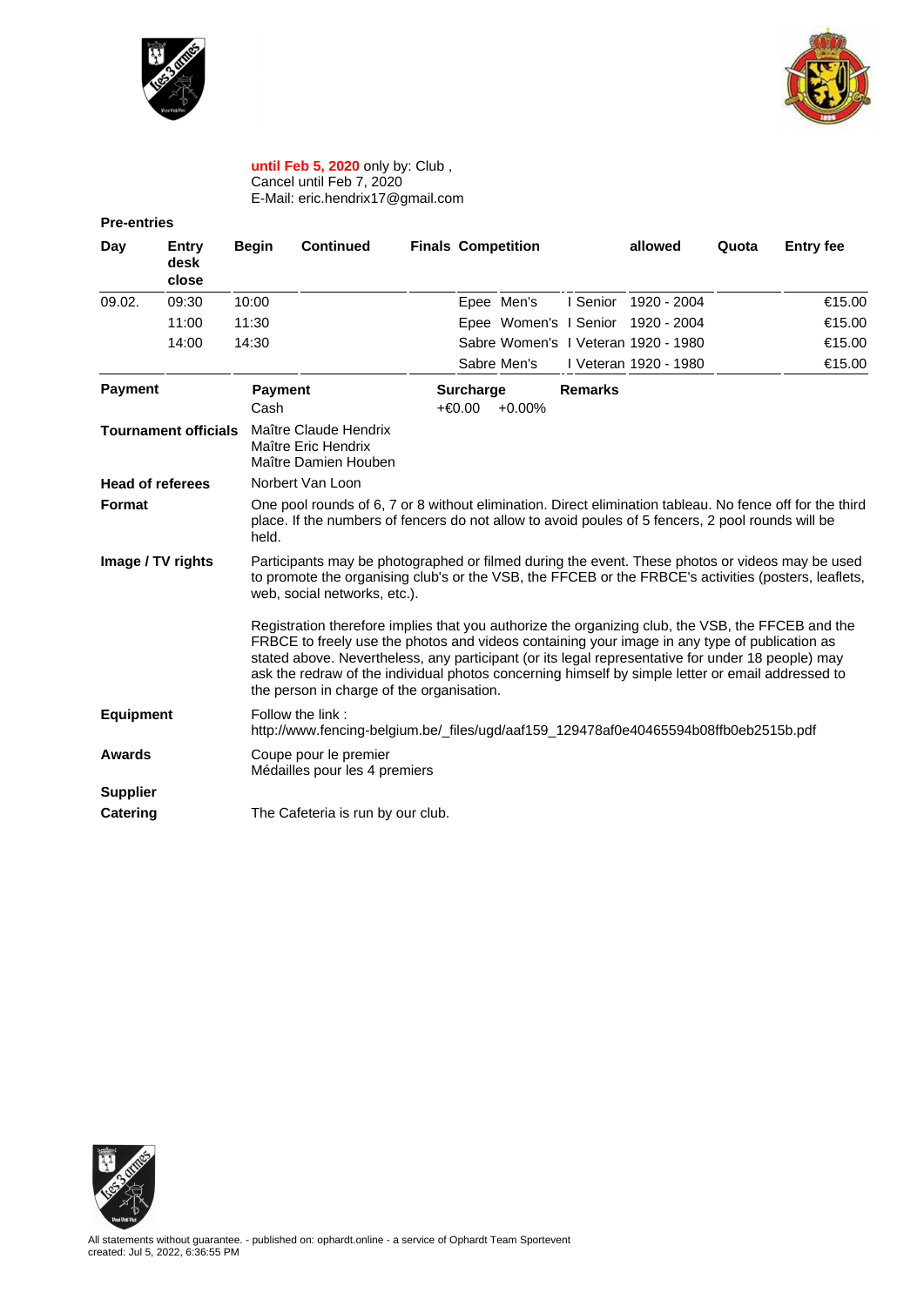**until Feb 5, 2020** only by: Club ,
Cancel until Feb 7, 2020
E-Mail: eric.hendrix17@gmail.com

**Pre-entries**

| Day | Entry desk close | Begin | Continued | Finals | Competition | | | allowed | Quota | Entry fee |
|---|---|---|---|---|---|---|---|---|---|---|
| 09.02. | 09:30 | 10:00 | | | Epee | Men's | I Senior | 1920 - 2004 | | €15.00 |
| | 11:00 | 11:30 | | | Epee | Women's | I Senior | 1920 - 2004 | | €15.00 |
| | 14:00 | 14:30 | | | Sabre | Women's | I Veteran | 1920 - 1980 | | €15.00 |
| | | | | | Sabre | Men's | I Veteran | 1920 - 1980 | | €15.00 |

**Payment**

| Payment | Surcharge | | Remarks |
|---|---|---|---|
| Cash | +€0.00 | +0.00% | |

**Tournament officials**
Maître Claude Hendrix
Maître Eric Hendrix
Maître Damien Houben

**Head of referees**
Norbert Van Loon

**Format**
One pool rounds of 6, 7 or 8 without elimination. Direct elimination tableau. No fence off for the third place. If the numbers of fencers do not allow to avoid poules of 5 fencers, 2 pool rounds will be held.

**Image / TV rights**
Participants may be photographed or filmed during the event. These photos or videos may be used to promote the organising club's or the VSB, the FFCEB or the FRBCE's activities (posters, leaflets, web, social networks, etc.).

Registration therefore implies that you authorize the organizing club, the VSB, the FFCEB and the FRBCE to freely use the photos and videos containing your image in any type of publication as stated above. Nevertheless, any participant (or its legal representative for under 18 people) may ask the redraw of the individual photos concerning himself by simple letter or email addressed to the person in charge of the organisation.

**Equipment**
Follow the link :
http://www.fencing-belgium.be/_files/ugd/aaf159_129478af0e40465594b08ffb0eb2515b.pdf

**Awards**
Coupe pour le premier
Médailles pour les 4 premiers

**Supplier**

**Catering**
The Cafeteria is run by our club.

All statements without guarantee. - published on: ophardt.online - a service of Ophardt Team Sportevent
created: Jul 5, 2022, 6:36:55 PM